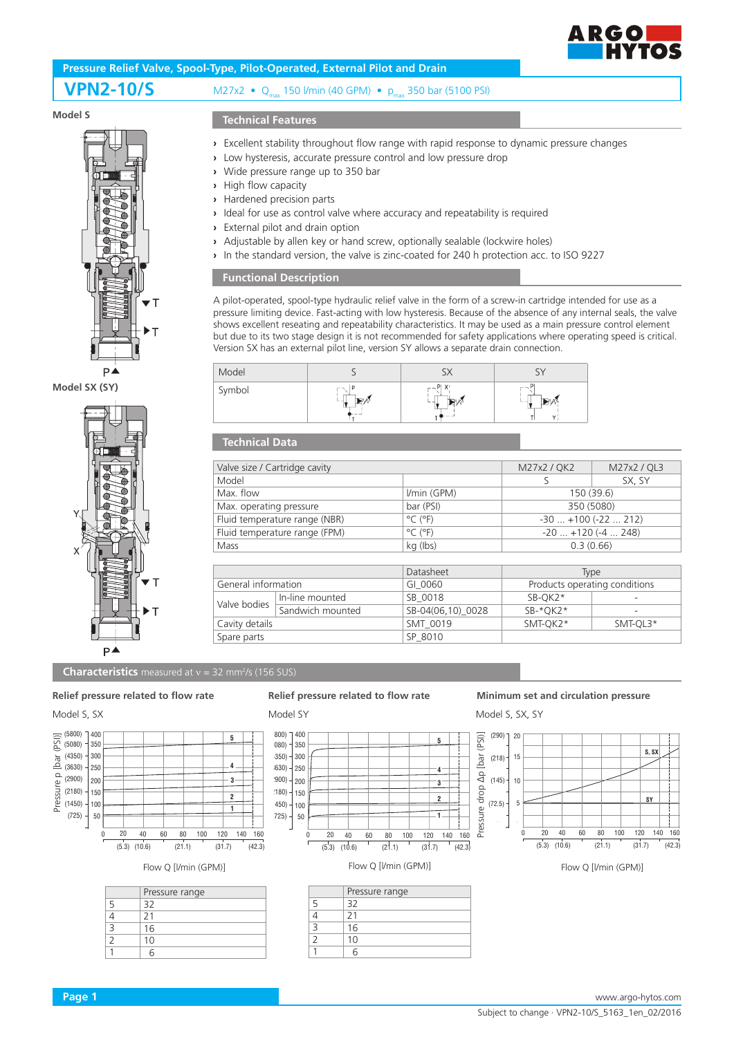# Pressure Relief Valve, Spool-Type, Pilot-Operated, External Pilot and Drain

## VPN2-10/S

M27x2 • $Q_{max}$ 150 l/min (40 GPM) • $p_{max}$ 350 bar (5100 PSI)

Model S

Model SX (SY)

## Technical Features

- Excellent stability throughout flow range with rapid response to dynamic pressure changes
- Low hysteresis, accurate pressure control and low pressure drop
- Wide pressure range up to 350 bar
- High flow capacity
- Hardened precision parts
- Ideal for use as control valve where accuracy and repeatability is required
- External pilot and drain option
- Adjustable by allen key or hand screw, optionally sealable (lockwire holes)
- In the standard version, the valve is zinc-coated for 240 h protection acc. to ISO 9227

## Functional Description

A pilot-operated, spool-type hydraulic relief valve in the form of a screw-in cartridge intended for use as a pressure limiting device. Fast-acting with low hysteresis. Because of the absence of any internal seals, the valve shows excellent reseating and repeatability characteristics. It may be used as a main pressure control element but due to its two stage design it is not recommended for safety applications where operating speed is critical. Version SX has an external pilot line, version SY allows a separate drain connection.

| Model | S | SX | SY |
|---|---|---|---|
| Symbol | | | |

## Technical Data

| Valve size / Cartridge cavity | | M27x2 / QK2 | M27x2 / QL3 |
|---|---|---|---|
| Model | | S | SX, SY |
| Max. flow | l/min (GPM) | 150 (39.6) | |
| Max. operating pressure | bar (PSI) | 350 (5080) | |
| Fluid temperature range (NBR) | °C (°F) | -30 ... +100 (-22 ... 212) | |
| Fluid temperature range (FPM) | °C (°F) | -20 ... +120 (-4 ... 248) | |
| Mass | kg (lbs) | 0.3 (0.66) | |

| | | Datasheet | Type | |
|---|---|---|---|---|
| General information | | GI_0060 | Products operating conditions | |
| Valve bodies | In-line mounted | SB_0018 | SB-QK2* | - |
| | Sandwich mounted | SB-04(06,10)_0028 | SB-*QK2* | - |
| Cavity details | | SMT_0019 | SMT-QK2* | SMT-QL3* |
| Spare parts | | SP_8010 | | |

## Characteristics measured at ν = 32 mm²/s (156 SUS)

**Relief pressure related to flow rate**

Model S, SX

Flow Q [l/min (GPM)]

| | Pressure range |
|---|---|
| 5 | 32 |
| 4 | 21 |
| 3 | 16 |
| 2 | 10 |
| 1 | 6 |

**Relief pressure related to flow rate**

Model SY

Flow Q [l/min (GPM)]

| | Pressure range |
|---|---|
| 5 | 32 |
| 4 | 21 |
| 3 | 16 |
| 2 | 10 |
| 1 | 6 |

**Minimum set and circulation pressure**

Model S, SX, SY

Flow Q [l/min (GPM)]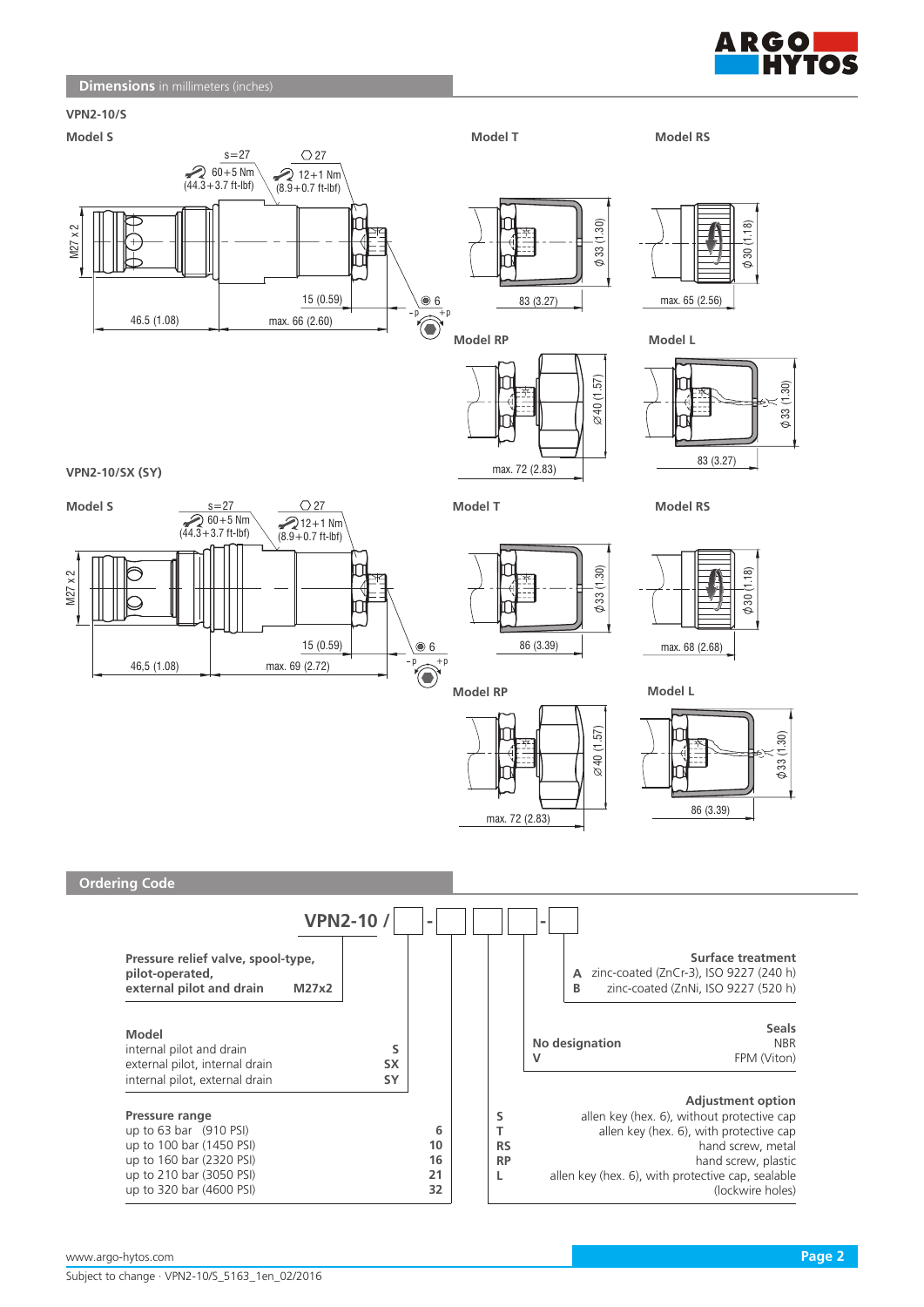## Dimensions in millimeters (inches)

### VPN2-10/S

**Model S**

s=27
60+5 Nm
(44.3+3.7 ft-lbf)
27
12+1 Nm
(8.9+0.7 ft-lbf)
M27 x 2
15 (0.59)
46.5 (1.08)
max. 66 (2.60)
6
-p +p

**Model T**

Ø 33 (1.30)
83 (3.27)

**Model RS**

Ø 30 (1.18)
max. 65 (2.56)

**Model RP**

Ø 40 (1.57)
max. 72 (2.83)

**Model L**

Ø 33 (1.30)
83 (3.27)

### VPN2-10/SX (SY)

**Model S**

s=27
60+5 Nm
(44.3+3.7 ft-lbf)
27
12+1 Nm
(8.9+0.7 ft-lbf)
M27 x 2
15 (0.59)
46,5 (1.08)
max. 69 (2.72)
6
-p +p

**Model T**

Ø 33 (1.30)
86 (3.39)

**Model RS**

Ø 30 (1.18)
max. 68 (2.68)

**Model RP**

Ø 40 (1.57)
max. 72 (2.83)

**Model L**

Ø 33 (1.30)
86 (3.39)

## Ordering Code

**VPN2-10 / [ ] - [ ] [ ] [ ] - [ ]**

**Pressure relief valve, spool-type, pilot-operated, external pilot and drain** — **M27x2**

**Model**

| | |
|---|---|
| internal pilot and drain | S |
| external pilot, internal drain | SX |
| internal pilot, external drain | SY |

**Pressure range**

| | |
|---|---|
| up to 63 bar (910 PSI) | 6 |
| up to 100 bar (1450 PSI) | 10 |
| up to 160 bar (2320 PSI) | 16 |
| up to 210 bar (3050 PSI) | 21 |
| up to 320 bar (4600 PSI) | 32 |

**Adjustment option**

| | |
|---|---|
| S | allen key (hex. 6), without protective cap |
| T | allen key (hex. 6), with protective cap |
| RS | hand screw, metal |
| RP | hand screw, plastic |
| L | allen key (hex. 6), with protective cap, sealable (lockwire holes) |

**Seals**

| | |
|---|---|
| **No designation** | NBR |
| V | FPM (Viton) |

**Surface treatment**

| | |
|---|---|
| A | zinc-coated (ZnCr-3), ISO 9227 (240 h) |
| B | zinc-coated (ZnNi, ISO 9227 (520 h) |

www.argo-hytos.com

Subject to change · VPN2-10/S_5163_1en_02/2016